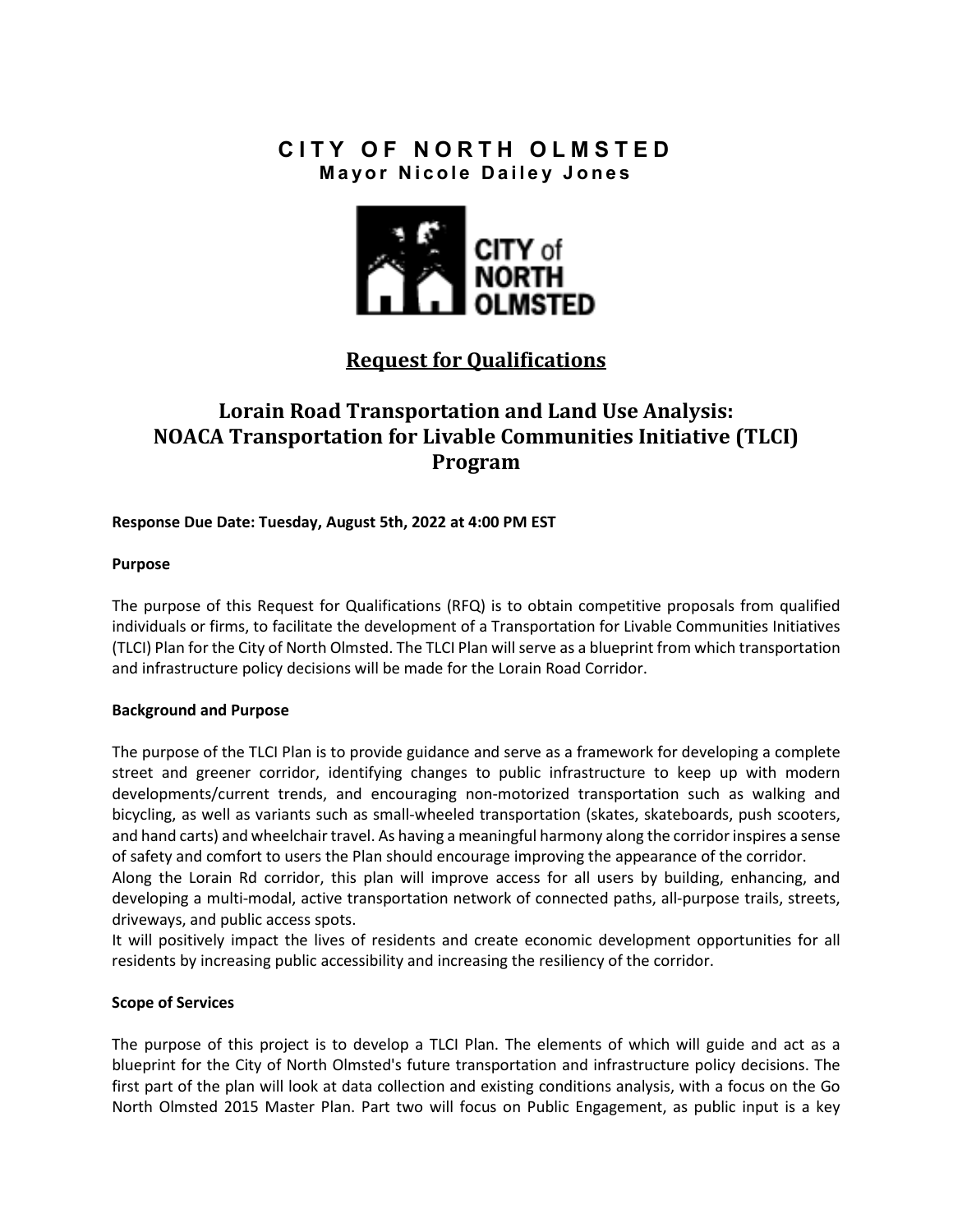# CITY OF NORTH OLMSTED

**Mayor Nicole Dailey Jones**

## Request for Qualifications

## Lorain Road Transportation and Land Use Analysis: NOACA Transportation for Livable Communities Initiative (TLCI) Program

**Response Due Date: Tuesday, August 5th, 2022 at 4:00 PM EST**

**Purpose**

The purpose of this Request for Qualifications (RFQ) is to obtain competitive proposals from qualified individuals or firms, to facilitate the development of a Transportation for Livable Communities Initiatives (TLCI) Plan for the City of North Olmsted. The TLCI Plan will serve as a blueprint from which transportation and infrastructure policy decisions will be made for the Lorain Road Corridor.

**Background and Purpose**

The purpose of the TLCI Plan is to provide guidance and serve as a framework for developing a complete street and greener corridor, identifying changes to public infrastructure to keep up with modern developments/current trends, and encouraging non-motorized transportation such as walking and bicycling, as well as variants such as small-wheeled transportation (skates, skateboards, push scooters, and hand carts) and wheelchair travel. As having a meaningful harmony along the corridor inspires a sense of safety and comfort to users the Plan should encourage improving the appearance of the corridor.

Along the Lorain Rd corridor, this plan will improve access for all users by building, enhancing, and developing a multi-modal, active transportation network of connected paths, all-purpose trails, streets, driveways, and public access spots.

It will positively impact the lives of residents and create economic development opportunities for all residents by increasing public accessibility and increasing the resiliency of the corridor.

**Scope of Services**

The purpose of this project is to develop a TLCI Plan. The elements of which will guide and act as a blueprint for the City of North Olmsted's future transportation and infrastructure policy decisions. The first part of the plan will look at data collection and existing conditions analysis, with a focus on the Go North Olmsted 2015 Master Plan. Part two will focus on Public Engagement, as public input is a key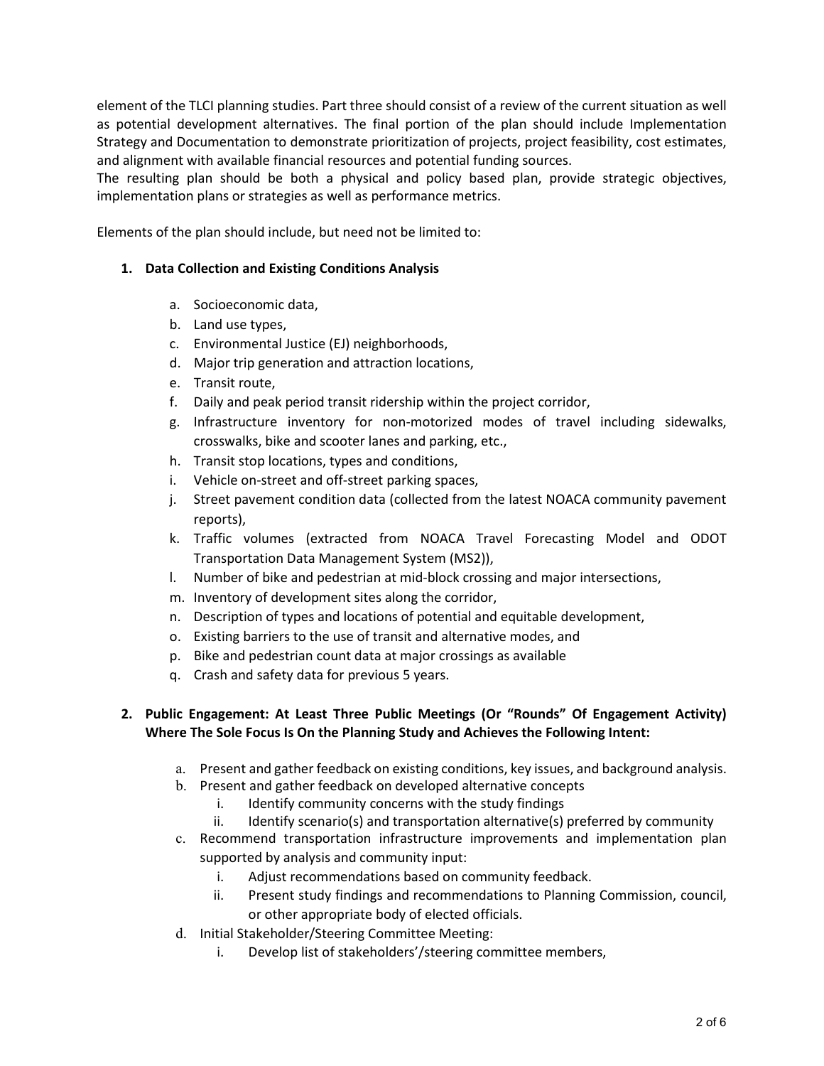element of the TLCI planning studies. Part three should consist of a review of the current situation as well as potential development alternatives. The final portion of the plan should include Implementation Strategy and Documentation to demonstrate prioritization of projects, project feasibility, cost estimates, and alignment with available financial resources and potential funding sources.
The resulting plan should be both a physical and policy based plan, provide strategic objectives, implementation plans or strategies as well as performance metrics.

Elements of the plan should include, but need not be limited to:

1. **Data Collection and Existing Conditions Analysis**

    a. Socioeconomic data,
    b. Land use types,
    c. Environmental Justice (EJ) neighborhoods,
    d. Major trip generation and attraction locations,
    e. Transit route,
    f. Daily and peak period transit ridership within the project corridor,
    g. Infrastructure inventory for non-motorized modes of travel including sidewalks, crosswalks, bike and scooter lanes and parking, etc.,
    h. Transit stop locations, types and conditions,
    i. Vehicle on-street and off-street parking spaces,
    j. Street pavement condition data (collected from the latest NOACA community pavement reports),
    k. Traffic volumes (extracted from NOACA Travel Forecasting Model and ODOT Transportation Data Management System (MS2)),
    l. Number of bike and pedestrian at mid-block crossing and major intersections,
    m. Inventory of development sites along the corridor,
    n. Description of types and locations of potential and equitable development,
    o. Existing barriers to the use of transit and alternative modes, and
    p. Bike and pedestrian count data at major crossings as available
    q. Crash and safety data for previous 5 years.

2. **Public Engagement: At Least Three Public Meetings (Or "Rounds" Of Engagement Activity) Where The Sole Focus Is On the Planning Study and Achieves the Following Intent:**

    a. Present and gather feedback on existing conditions, key issues, and background analysis.
    b. Present and gather feedback on developed alternative concepts
        i. Identify community concerns with the study findings
        ii. Identify scenario(s) and transportation alternative(s) preferred by community
    c. Recommend transportation infrastructure improvements and implementation plan supported by analysis and community input:
        i. Adjust recommendations based on community feedback.
        ii. Present study findings and recommendations to Planning Commission, council, or other appropriate body of elected officials.
    d. Initial Stakeholder/Steering Committee Meeting:
        i. Develop list of stakeholders'/steering committee members,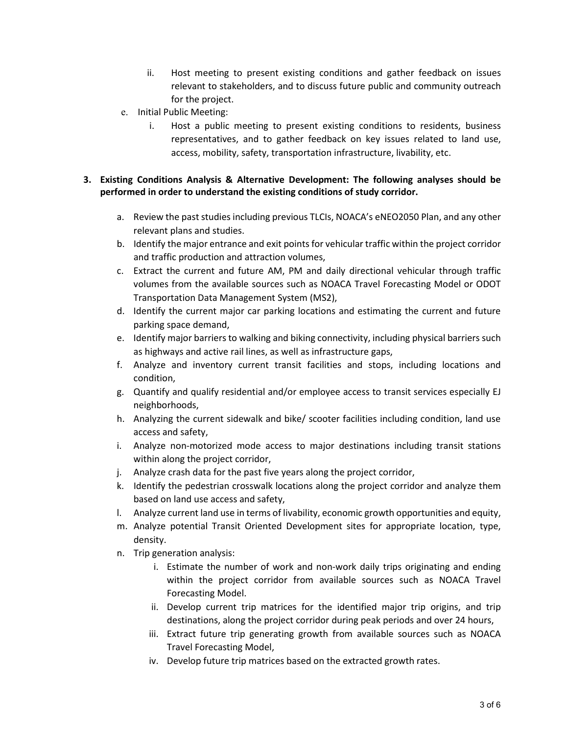ii. Host meeting to present existing conditions and gather feedback on issues relevant to stakeholders, and to discuss future public and community outreach for the project.

e. Initial Public Meeting:
   i. Host a public meeting to present existing conditions to residents, business representatives, and to gather feedback on key issues related to land use, access, mobility, safety, transportation infrastructure, livability, etc.

3. **Existing Conditions Analysis & Alternative Development: The following analyses should be performed in order to understand the existing conditions of study corridor.**

   a. Review the past studies including previous TLCIs, NOACA's eNEO2050 Plan, and any other relevant plans and studies.
   b. Identify the major entrance and exit points for vehicular traffic within the project corridor and traffic production and attraction volumes,
   c. Extract the current and future AM, PM and daily directional vehicular through traffic volumes from the available sources such as NOACA Travel Forecasting Model or ODOT Transportation Data Management System (MS2),
   d. Identify the current major car parking locations and estimating the current and future parking space demand,
   e. Identify major barriers to walking and biking connectivity, including physical barriers such as highways and active rail lines, as well as infrastructure gaps,
   f. Analyze and inventory current transit facilities and stops, including locations and condition,
   g. Quantify and qualify residential and/or employee access to transit services especially EJ neighborhoods,
   h. Analyzing the current sidewalk and bike/ scooter facilities including condition, land use access and safety,
   i. Analyze non-motorized mode access to major destinations including transit stations within along the project corridor,
   j. Analyze crash data for the past five years along the project corridor,
   k. Identify the pedestrian crosswalk locations along the project corridor and analyze them based on land use access and safety,
   l. Analyze current land use in terms of livability, economic growth opportunities and equity,
   m. Analyze potential Transit Oriented Development sites for appropriate location, type, density.
   n. Trip generation analysis:
      i. Estimate the number of work and non-work daily trips originating and ending within the project corridor from available sources such as NOACA Travel Forecasting Model.
      ii. Develop current trip matrices for the identified major trip origins, and trip destinations, along the project corridor during peak periods and over 24 hours,
      iii. Extract future trip generating growth from available sources such as NOACA Travel Forecasting Model,
      iv. Develop future trip matrices based on the extracted growth rates.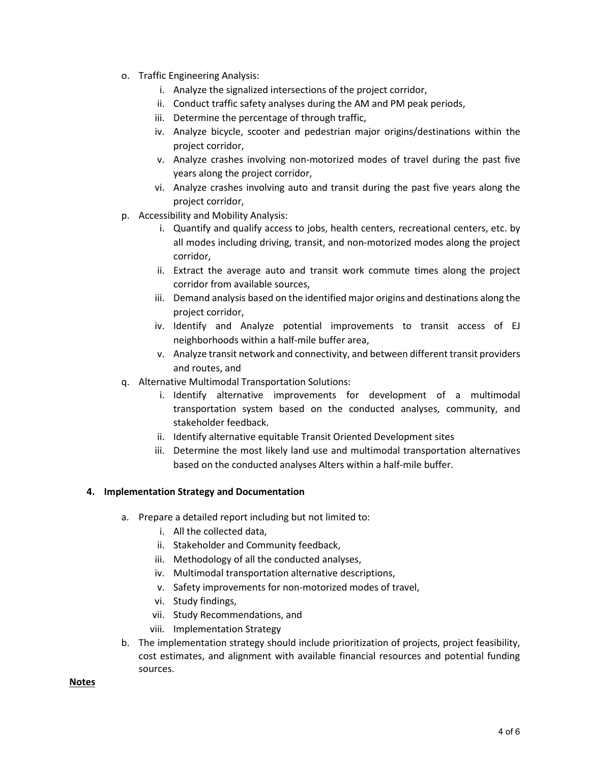o. Traffic Engineering Analysis:
   i. Analyze the signalized intersections of the project corridor,
   ii. Conduct traffic safety analyses during the AM and PM peak periods,
   iii. Determine the percentage of through traffic,
   iv. Analyze bicycle, scooter and pedestrian major origins/destinations within the project corridor,
   v. Analyze crashes involving non-motorized modes of travel during the past five years along the project corridor,
   vi. Analyze crashes involving auto and transit during the past five years along the project corridor,

p. Accessibility and Mobility Analysis:
   i. Quantify and qualify access to jobs, health centers, recreational centers, etc. by all modes including driving, transit, and non-motorized modes along the project corridor,
   ii. Extract the average auto and transit work commute times along the project corridor from available sources,
   iii. Demand analysis based on the identified major origins and destinations along the project corridor,
   iv. Identify and Analyze potential improvements to transit access of EJ neighborhoods within a half-mile buffer area,
   v. Analyze transit network and connectivity, and between different transit providers and routes, and

q. Alternative Multimodal Transportation Solutions:
   i. Identify alternative improvements for development of a multimodal transportation system based on the conducted analyses, community, and stakeholder feedback.
   ii. Identify alternative equitable Transit Oriented Development sites
   iii. Determine the most likely land use and multimodal transportation alternatives based on the conducted analyses Alters within a half-mile buffer.

**4. Implementation Strategy and Documentation**

a. Prepare a detailed report including but not limited to:
   i. All the collected data,
   ii. Stakeholder and Community feedback,
   iii. Methodology of all the conducted analyses,
   iv. Multimodal transportation alternative descriptions,
   v. Safety improvements for non-motorized modes of travel,
   vi. Study findings,
   vii. Study Recommendations, and
   viii. Implementation Strategy

b. The implementation strategy should include prioritization of projects, project feasibility, cost estimates, and alignment with available financial resources and potential funding sources.

**Notes**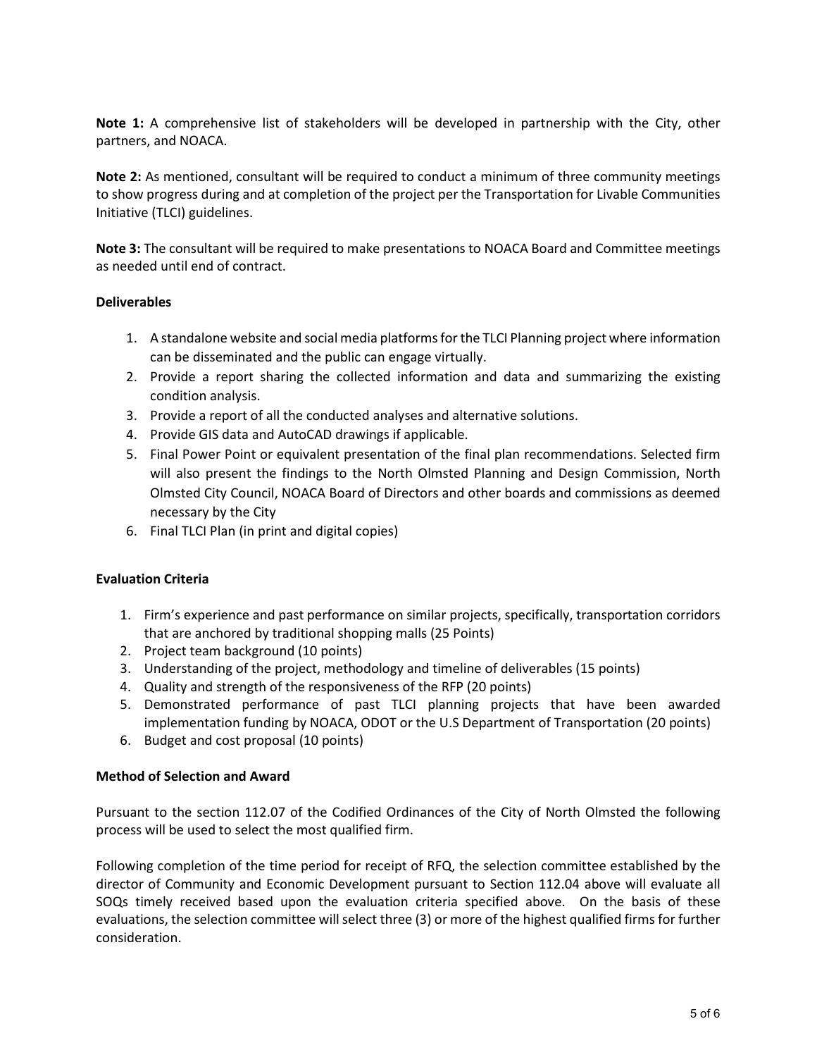**Note 1:** A comprehensive list of stakeholders will be developed in partnership with the City, other partners, and NOACA.

**Note 2:** As mentioned, consultant will be required to conduct a minimum of three community meetings to show progress during and at completion of the project per the Transportation for Livable Communities Initiative (TLCI) guidelines.

**Note 3:** The consultant will be required to make presentations to NOACA Board and Committee meetings as needed until end of contract.

**Deliverables**

1. A standalone website and social media platforms for the TLCI Planning project where information can be disseminated and the public can engage virtually.
2. Provide a report sharing the collected information and data and summarizing the existing condition analysis.
3. Provide a report of all the conducted analyses and alternative solutions.
4. Provide GIS data and AutoCAD drawings if applicable.
5. Final Power Point or equivalent presentation of the final plan recommendations. Selected firm will also present the findings to the North Olmsted Planning and Design Commission, North Olmsted City Council, NOACA Board of Directors and other boards and commissions as deemed necessary by the City
6. Final TLCI Plan (in print and digital copies)

**Evaluation Criteria**

1. Firm's experience and past performance on similar projects, specifically, transportation corridors that are anchored by traditional shopping malls (25 Points)
2. Project team background (10 points)
3. Understanding of the project, methodology and timeline of deliverables (15 points)
4. Quality and strength of the responsiveness of the RFP (20 points)
5. Demonstrated performance of past TLCI planning projects that have been awarded implementation funding by NOACA, ODOT or the U.S Department of Transportation (20 points)
6. Budget and cost proposal (10 points)

**Method of Selection and Award**

Pursuant to the section 112.07 of the Codified Ordinances of the City of North Olmsted the following process will be used to select the most qualified firm.

Following completion of the time period for receipt of RFQ, the selection committee established by the director of Community and Economic Development pursuant to Section 112.04 above will evaluate all SOQs timely received based upon the evaluation criteria specified above. On the basis of these evaluations, the selection committee will select three (3) or more of the highest qualified firms for further consideration.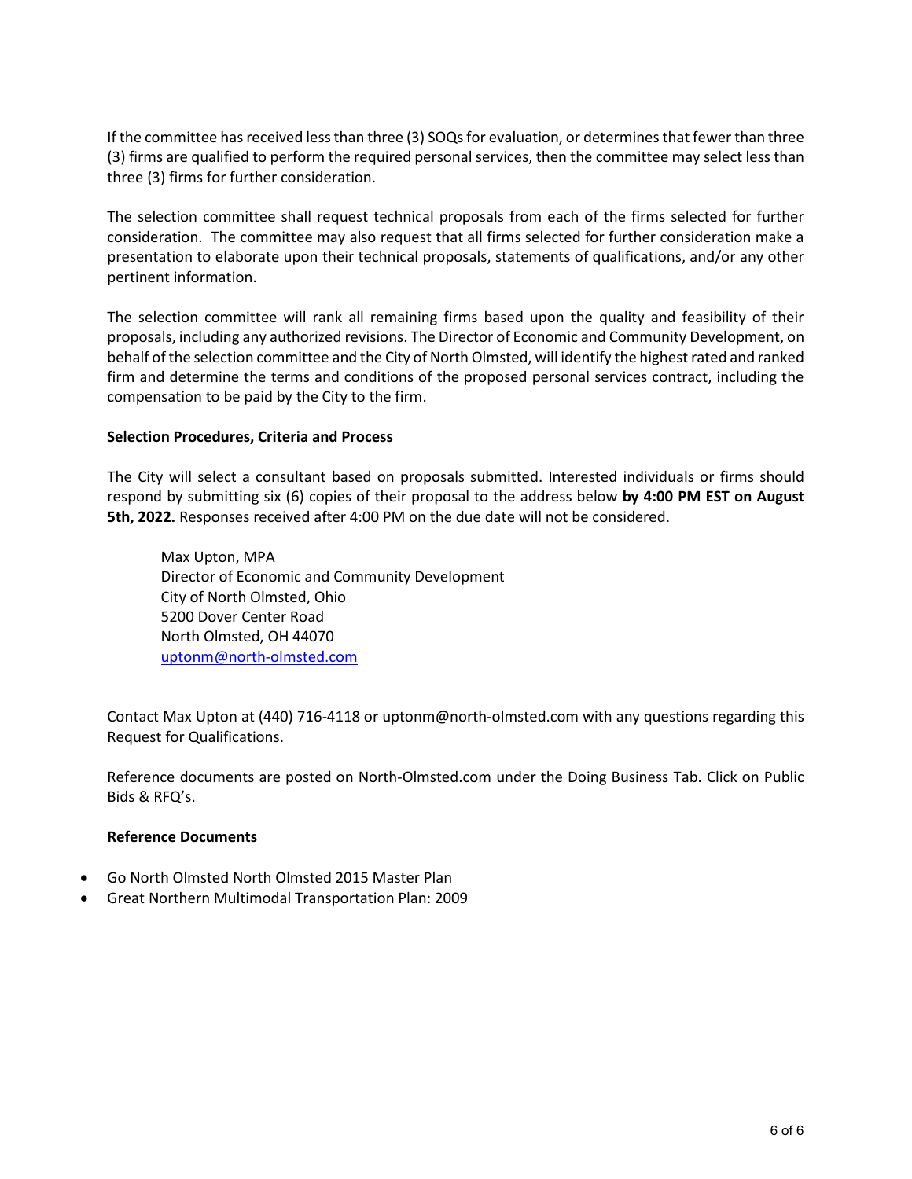If the committee has received less than three (3) SOQs for evaluation, or determines that fewer than three (3) firms are qualified to perform the required personal services, then the committee may select less than three (3) firms for further consideration.

The selection committee shall request technical proposals from each of the firms selected for further consideration. The committee may also request that all firms selected for further consideration make a presentation to elaborate upon their technical proposals, statements of qualifications, and/or any other pertinent information.

The selection committee will rank all remaining firms based upon the quality and feasibility of their proposals, including any authorized revisions. The Director of Economic and Community Development, on behalf of the selection committee and the City of North Olmsted, will identify the highest rated and ranked firm and determine the terms and conditions of the proposed personal services contract, including the compensation to be paid by the City to the firm.

**Selection Procedures, Criteria and Process**

The City will select a consultant based on proposals submitted. Interested individuals or firms should respond by submitting six (6) copies of their proposal to the address below **by 4:00 PM EST on August 5th, 2022.** Responses received after 4:00 PM on the due date will not be considered.

Max Upton, MPA
Director of Economic and Community Development
City of North Olmsted, Ohio
5200 Dover Center Road
North Olmsted, OH 44070
uptonm@north-olmsted.com

Contact Max Upton at (440) 716-4118 or uptonm@north-olmsted.com with any questions regarding this Request for Qualifications.

Reference documents are posted on North-Olmsted.com under the Doing Business Tab. Click on Public Bids & RFQ's.

**Reference Documents**

- Go North Olmsted North Olmsted 2015 Master Plan
- Great Northern Multimodal Transportation Plan: 2009